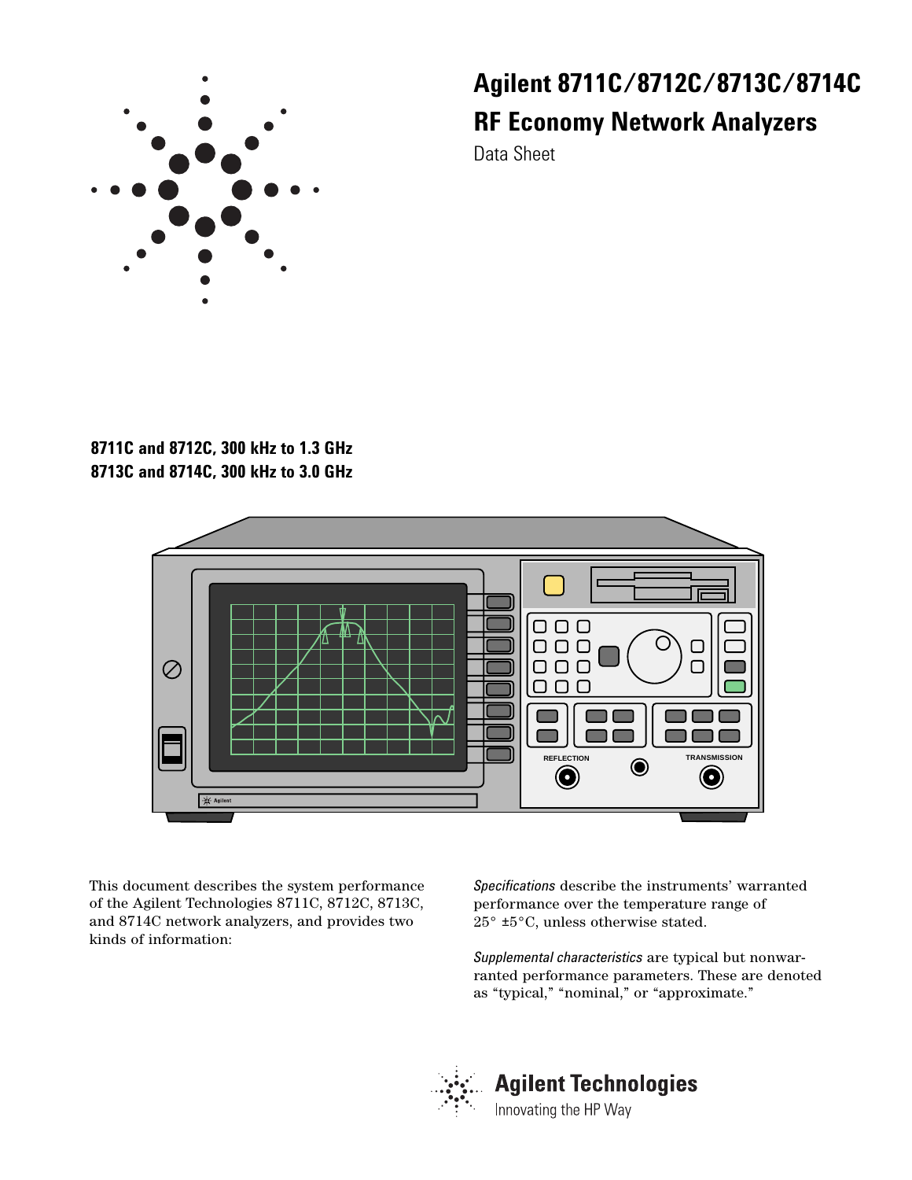# Agilent 8711C/8712C/8713C/8714C RF Economy Network Analyzers

Data Sheet

**8711C and 8712C, 300 kHz to 1.3 GHz**
**8713C and 8714C, 300 kHz to 3.0 GHz**

This document describes the system performance of the Agilent Technologies 8711C, 8712C, 8713C, and 8714C network analyzers, and provides two kinds of information:

*Specifications* describe the instruments' warranted performance over the temperature range of 25° ±5°C, unless otherwise stated.

*Supplemental characteristics* are typical but nonwarranted performance parameters. These are denoted as "typical," "nominal," or "approximate."

Agilent Technologies
Innovating the HP Way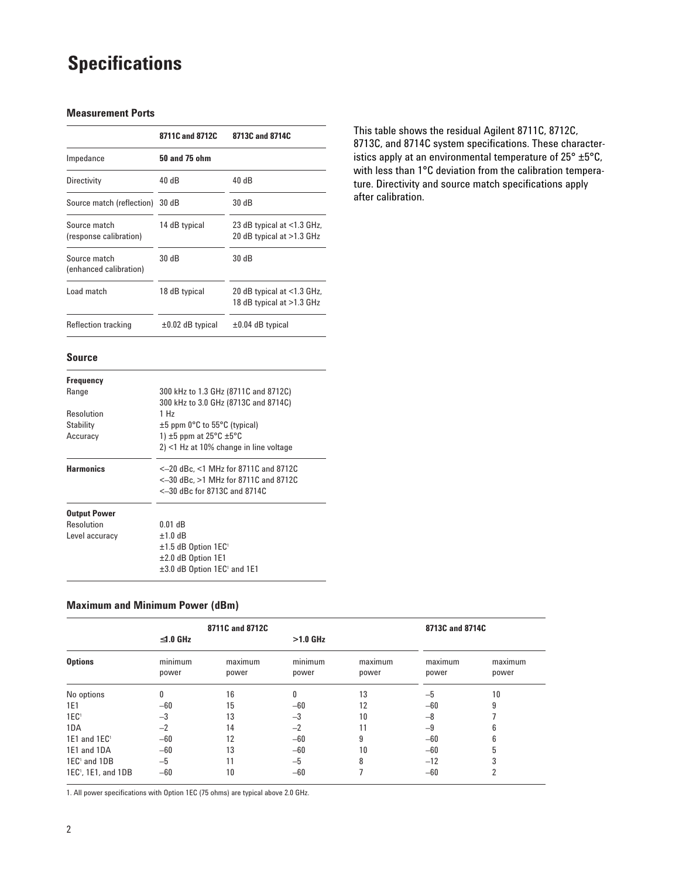# Specifications

## Measurement Ports

This table shows the residual Agilent 8711C, 8712C, 8713C, and 8714C system specifications. These characteristics apply at an environmental temperature of 25° ±5°C, with less than 1°C deviation from the calibration temperature. Directivity and source match specifications apply after calibration.

| | 8711C and 8712C | 8713C and 8714C |
|---|---|---|
| Impedance | **50 and 75 ohm** | |
| Directivity | 40 dB | 40 dB |
| Source match (reflection) | 30 dB | 30 dB |
| Source match (response calibration) | 14 dB typical | 23 dB typical at <1.3 GHz, 20 dB typical at >1.3 GHz |
| Source match (enhanced calibration) | 30 dB | 30 dB |
| Load match | 18 dB typical | 20 dB typical at <1.3 GHz, 18 dB typical at >1.3 GHz |
| Reflection tracking | ±0.02 dB typical | ±0.04 dB typical |

## Source

| | |
|---|---|
| **Frequency** | |
| Range | 300 kHz to 1.3 GHz (8711C and 8712C) 300 kHz to 3.0 GHz (8713C and 8714C) |
| Resolution | 1 Hz |
| Stability | ±5 ppm 0°C to 55°C (typical) |
| Accuracy | 1) ±5 ppm at 25°C ±5°C 2) <1 Hz at 10% change in line voltage |
| **Harmonics** | <–20 dBc, <1 MHz for 8711C and 8712C <–30 dBc, >1 MHz for 8711C and 8712C <–30 dBc for 8713C and 8714C |
| **Output Power** | |
| Resolution | 0.01 dB |
| Level accuracy | ±1.0 dB ±1.5 dB Option 1EC[1] ±2.0 dB Option 1E1 ±3.0 dB Option 1EC[1] and 1E1 |

## Maximum and Minimum Power (dBm)

| | 8711C and 8712C | | | | 8713C and 8714C | |
|---|---|---|---|---|---|---|
| | ≤1.0 GHz | | >1.0 GHz | | | |
| **Options** | minimum power | maximum power | minimum power | maximum power | maximum power | maximum power |
| No options | 0 | 16 | 0 | 13 | –5 | 10 |
| 1E1 | –60 | 15 | –60 | 12 | –60 | 9 |
| 1EC[1] | –3 | 13 | –3 | 10 | –8 | 7 |
| 1DA | –2 | 14 | –2 | 11 | –9 | 6 |
| 1E1 and 1EC[1] | –60 | 12 | –60 | 9 | –60 | 6 |
| 1E1 and 1DA | –60 | 13 | –60 | 10 | –60 | 5 |
| 1EC[1] and 1DB | –5 | 11 | –5 | 8 | –12 | 3 |
| 1EC[1], 1E1, and 1DB | –60 | 10 | –60 | 7 | –60 | 2 |

1. All power specifications with Option 1EC (75 ohms) are typical above 2.0 GHz.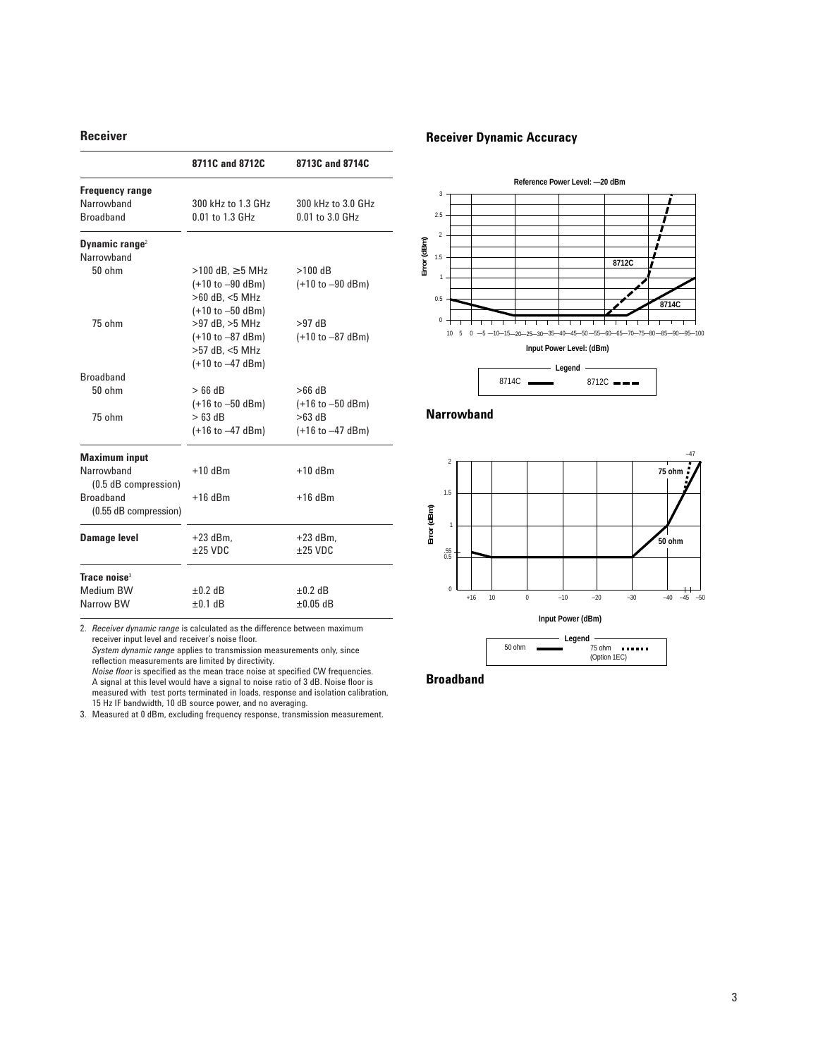## Receiver

| | 8711C and 8712C | 8713C and 8714C |
|---|---|---|
| **Frequency range** | | |
| Narrowband | 300 kHz to 1.3 GHz | 300 kHz to 3.0 GHz |
| Broadband | 0.01 to 1.3 GHz | 0.01 to 3.0 GHz |
| **Dynamic range**[2] | | |
| Narrowband | | |
| 50 ohm | >100 dB, ≥5 MHz (+10 to –90 dBm) >60 dB, <5 MHz (+10 to –50 dBm) | >100 dB (+10 to –90 dBm) |
| 75 ohm | >97 dB, >5 MHz (+10 to –87 dBm) >57 dB, <5 MHz (+10 to –47 dBm) | >97 dB (+10 to –87 dBm) |
| Broadband | | |
| 50 ohm | > 66 dB (+16 to –50 dBm) | >66 dB (+16 to –50 dBm) |
| 75 ohm | > 63 dB (+16 to –47 dBm) | >63 dB (+16 to –47 dBm) |
| **Maximum input** | | |
| Narrowband (0.5 dB compression) | +10 dBm | +10 dBm |
| Broadband (0.55 dB compression) | +16 dBm | +16 dBm |
| **Damage level** | +23 dBm, ±25 VDC | +23 dBm, ±25 VDC |
| **Trace noise**[3] | | |
| Medium BW | ±0.2 dB | ±0.2 dB |
| Narrow BW | ±0.1 dB | ±0.05 dB |

2. *Receiver dynamic range* is calculated as the difference between maximum receiver input level and receiver's noise floor.
*System dynamic range* applies to transmission measurements only, since reflection measurements are limited by directivity.
*Noise floor* is specified as the mean trace noise at specified CW frequencies. A signal at this level would have a signal to noise ratio of 3 dB. Noise floor is measured with test ports terminated in loads, response and isolation calibration, 15 Hz IF bandwidth, 10 dB source power, and no averaging.
3. Measured at 0 dBm, excluding frequency response, transmission measurement.

## Receiver Dynamic Accuracy

Reference Power Level: —20 dBm

Error (dBm)

3
2.5
2
1.5
1
0.5
0

8712C
8714C

10 5 0 —5 —10—15—20—25—30—35—40—45—50—55—60—65—70—75—80—85—90—95—100

Input Power Level: (dBm)

Legend
8714C
8712C

## Narrowband

Error (dBm)

2
1.5
1
.55
0.5
0

–47
75 ohm
50 ohm

+16 10 0 –10 –20 –30 –40 –45 –50

Input Power (dBm)

Legend
50 ohm
75 ohm (Option 1EC)

## Broadband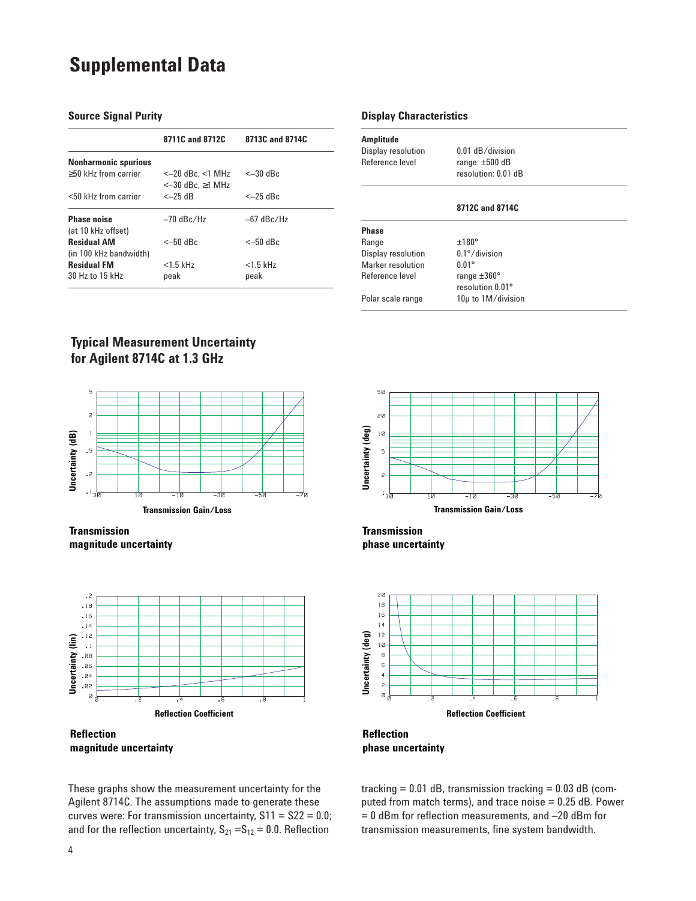# Supplemental Data

## Source Signal Purity

| | 8711C and 8712C | 8713C and 8714C |
|---|---|---|
| **Nonharmonic spurious** | | |
| ≥50 kHz from carrier | <–20 dBc, <1 MHz<br><–30 dBc, ≥1 MHz | <–30 dBc |
| <50 kHz from carrier | <–25 dB | <–25 dBc |
| **Phase noise** (at 10 kHz offset) | –70 dBc/Hz | –67 dBc/Hz |
| **Residual AM** (in 100 kHz bandwidth) | <–50 dBc | <–50 dBc |
| **Residual FM** 30 Hz to 15 kHz | <1.5 kHz peak | <1.5 kHz peak |

## Display Characteristics

| | |
|---|---|
| **Amplitude** | |
| Display resolution | 0.01 dB/division |
| Reference level | range: ±500 dB<br>resolution: 0.01 dB |

| | 8712C and 8714C |
|---|---|
| **Phase** | |
| Range | ±180° |
| Display resolution | 0.1°/division |
| Marker resolution | 0.01° |
| Reference level | range ±360°<br>resolution 0.01° |
| Polar scale range | 10µ to 1M/division |

## Typical Measurement Uncertainty for Agilent 8714C at 1.3 GHz

Uncertainty (dB)

5
2
1
.5
.2
.1

30 10 −10 −30 −50 −70

Transmission Gain/Loss

**Transmission magnitude uncertainty**

Uncertainty (deg)

50
20
10
5
2
1

30 10 −10 −30 −50 −70

Transmission Gain/Loss

**Transmission phase uncertainty**

Uncertainty (lin)

.2
.18
.16
.14
.12
.1
.08
.06
.04
.02
0

0 .2 .4 .6 .8 1

Reflection Coefficient

**Reflection magnitude uncertainty**

Uncertainty (deg)

20
18
16
14
12
10
8
6
4
2
0

0 .2 .4 .6 .8 1

Reflection Coefficient

**Reflection phase uncertainty**

These graphs show the measurement uncertainty for the Agilent 8714C. The assumptions made to generate these curves were: For transmission uncertainty, S11 = S22 = 0.0; and for the reflection uncertainty, $S_{21} = S_{12} = 0.0$. Reflection tracking = 0.01 dB, transmission tracking = 0.03 dB (computed from match terms), and trace noise = 0.25 dB. Power = 0 dBm for reflection measurements, and –20 dBm for transmission measurements, fine system bandwidth.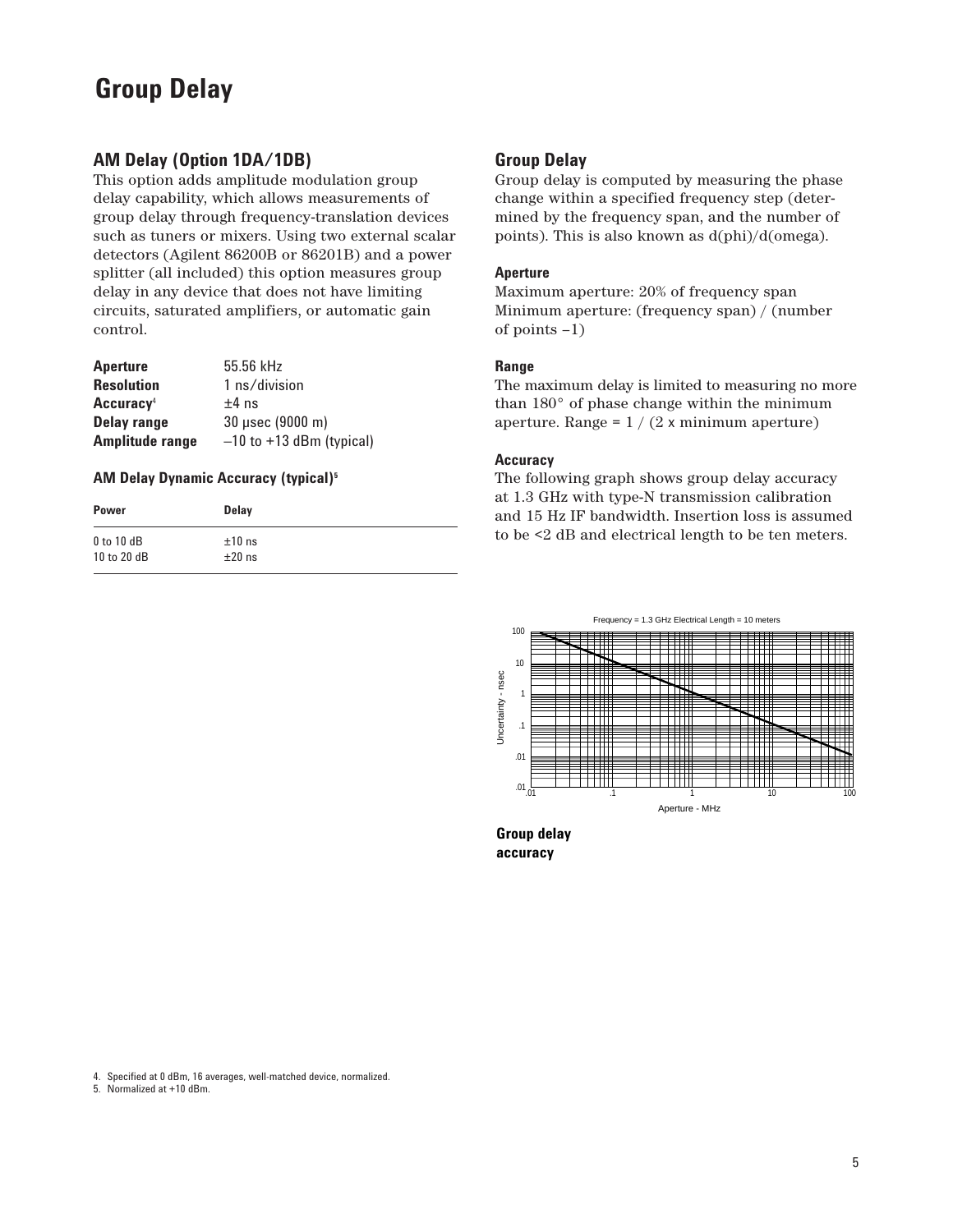# Group Delay

## AM Delay (Option 1DA/1DB)

This option adds amplitude modulation group delay capability, which allows measurements of group delay through frequency-translation devices such as tuners or mixers. Using two external scalar detectors (Agilent 86200B or 86201B) and a power splitter (all included) this option measures group delay in any device that does not have limiting circuits, saturated amplifiers, or automatic gain control.

| | |
|---|---|
| **Aperture** | 55.56 kHz |
| **Resolution** | 1 ns/division |
| **Accuracy**[4] | ±4 ns |
| **Delay range** | 30 µsec (9000 m) |
| **Amplitude range** | –10 to +13 dBm (typical) |

### AM Delay Dynamic Accuracy (typical)[5]

| Power | Delay |
|---|---|
| 0 to 10 dB | ±10 ns |
| 10 to 20 dB | ±20 ns |

## Group Delay

Group delay is computed by measuring the phase change within a specified frequency step (determined by the frequency span, and the number of points). This is also known as d(phi)/d(omega).

### Aperture

Maximum aperture: 20% of frequency span
Minimum aperture: (frequency span) / (number of points –1)

### Range

The maximum delay is limited to measuring no more than 180° of phase change within the minimum aperture. Range = 1 / (2 x minimum aperture)

### Accuracy

The following graph shows group delay accuracy at 1.3 GHz with type-N transmission calibration and 15 Hz IF bandwidth. Insertion loss is assumed to be <2 dB and electrical length to be ten meters.

Frequency = 1.3 GHz Electrical Length = 10 meters

Uncertainty - nsec

100
10
1
.1
.01
.01

.01
.1
1
10
100

Aperture - MHz

**Group delay accuracy**

4. Specified at 0 dBm, 16 averages, well-matched device, normalized.
5. Normalized at +10 dBm.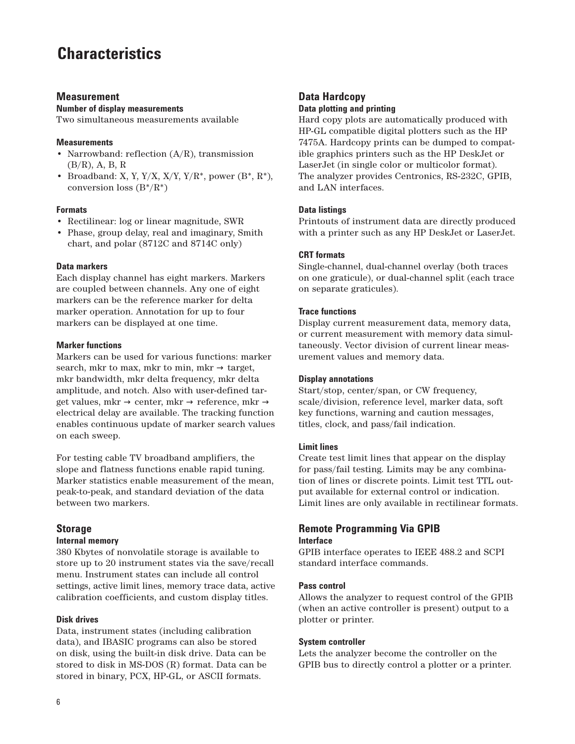# Characteristics

## Measurement

### Number of display measurements

Two simultaneous measurements available

### Measurements

- Narrowband: reflection (A/R), transmission (B/R), A, B, R
- Broadband: X, Y, Y/X, X/Y, Y/R*, power (B*, R*), conversion loss (B*/R*)

### Formats

- Rectilinear: log or linear magnitude, SWR
- Phase, group delay, real and imaginary, Smith chart, and polar (8712C and 8714C only)

### Data markers

Each display channel has eight markers. Markers are coupled between channels. Any one of eight markers can be the reference marker for delta marker operation. Annotation for up to four markers can be displayed at one time.

### Marker functions

Markers can be used for various functions: marker search, mkr to max, mkr to min, mkr → target, mkr bandwidth, mkr delta frequency, mkr delta amplitude, and notch. Also with user-defined target values, mkr → center, mkr → reference, mkr → electrical delay are available. The tracking function enables continuous update of marker search values on each sweep.

For testing cable TV broadband amplifiers, the slope and flatness functions enable rapid tuning. Marker statistics enable measurement of the mean, peak-to-peak, and standard deviation of the data between two markers.

## Storage

### Internal memory

380 Kbytes of nonvolatile storage is available to store up to 20 instrument states via the save/recall menu. Instrument states can include all control settings, active limit lines, memory trace data, active calibration coefficients, and custom display titles.

### Disk drives

Data, instrument states (including calibration data), and IBASIC programs can also be stored on disk, using the built-in disk drive. Data can be stored to disk in MS-DOS (R) format. Data can be stored in binary, PCX, HP-GL, or ASCII formats.

## Data Hardcopy

### Data plotting and printing

Hard copy plots are automatically produced with HP-GL compatible digital plotters such as the HP 7475A. Hardcopy prints can be dumped to compatible graphics printers such as the HP DeskJet or LaserJet (in single color or multicolor format). The analyzer provides Centronics, RS-232C, GPIB, and LAN interfaces.

### Data listings

Printouts of instrument data are directly produced with a printer such as any HP DeskJet or LaserJet.

### CRT formats

Single-channel, dual-channel overlay (both traces on one graticule), or dual-channel split (each trace on separate graticules).

### Trace functions

Display current measurement data, memory data, or current measurement with memory data simultaneously. Vector division of current linear measurement values and memory data.

### Display annotations

Start/stop, center/span, or CW frequency, scale/division, reference level, marker data, soft key functions, warning and caution messages, titles, clock, and pass/fail indication.

### Limit lines

Create test limit lines that appear on the display for pass/fail testing. Limits may be any combination of lines or discrete points. Limit test TTL output available for external control or indication. Limit lines are only available in rectilinear formats.

## Remote Programming Via GPIB

### Interface

GPIB interface operates to IEEE 488.2 and SCPI standard interface commands.

### Pass control

Allows the analyzer to request control of the GPIB (when an active controller is present) output to a plotter or printer.

### System controller

Lets the analyzer become the controller on the GPIB bus to directly control a plotter or a printer.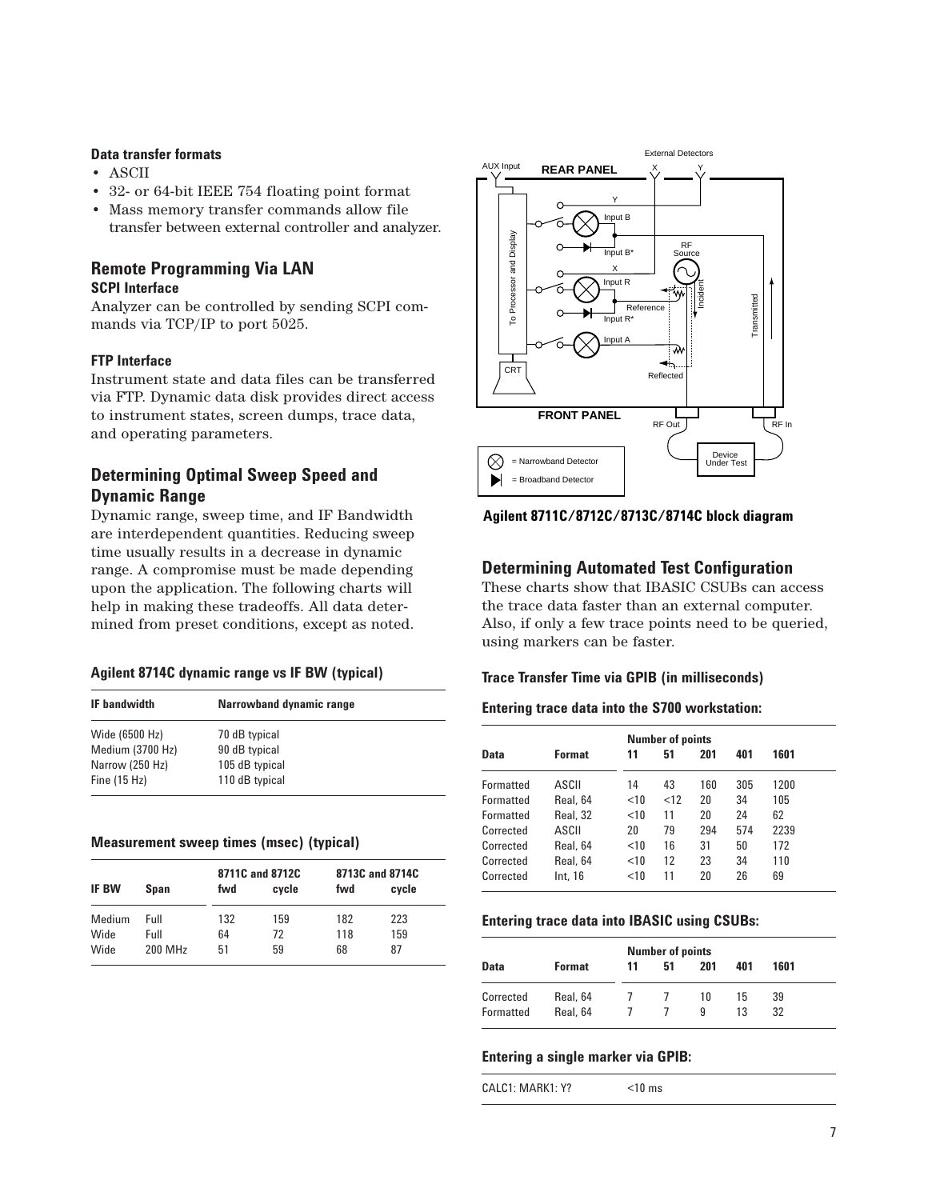### Data transfer formats

- ASCII
- 32- or 64-bit IEEE 754 floating point format
- Mass memory transfer commands allow file transfer between external controller and analyzer.

## Remote Programming Via LAN

### SCPI Interface

Analyzer can be controlled by sending SCPI commands via TCP/IP to port 5025.

### FTP Interface

Instrument state and data files can be transferred via FTP. Dynamic data disk provides direct access to instrument states, screen dumps, trace data, and operating parameters.

## Determining Optimal Sweep Speed and Dynamic Range

Dynamic range, sweep time, and IF Bandwidth are interdependent quantities. Reducing sweep time usually results in a decrease in dynamic range. A compromise must be made depending upon the application. The following charts will help in making these tradeoffs. All data determined from preset conditions, except as noted.

### Agilent 8714C dynamic range vs IF BW (typical)

| IF bandwidth | Narrowband dynamic range |
|---|---|
| Wide (6500 Hz) | 70 dB typical |
| Medium (3700 Hz) | 90 dB typical |
| Narrow (250 Hz) | 105 dB typical |
| Fine (15 Hz) | 110 dB typical |

### Measurement sweep times (msec) (typical)

| | | 8711C and 8712C | | 8713C and 8714C | |
|---|---|---|---|---|---|
| IF BW | Span | fwd | cycle | fwd | cycle |
| Medium | Full | 132 | 159 | 182 | 223 |
| Wide | Full | 64 | 72 | 118 | 159 |
| Wide | 200 MHz | 51 | 59 | 68 | 87 |

External Detectors
AUX Input
REAR PANEL
X
Y
Y
Input B
Input B*
RF Source
X
Input R
To Processor and Display
Incident
Transmitted
Reference
Input R*
Input A
CRT
Reflected
FRONT PANEL
RF Out
RF In
Device Under Test
= Narrowband Detector
= Broadband Detector

**Agilent 8711C/8712C/8713C/8714C block diagram**

## Determining Automated Test Configuration

These charts show that IBASIC CSUBs can access the trace data faster than an external computer. Also, if only a few trace points need to be queried, using markers can be faster.

### Trace Transfer Time via GPIB (in milliseconds)

**Entering trace data into the S700 workstation:**

| | | Number of points | | | | |
|---|---|---|---|---|---|---|
| Data | Format | 11 | 51 | 201 | 401 | 1601 |
| Formatted | ASCII | 14 | 43 | 160 | 305 | 1200 |
| Formatted | Real, 64 | <10 | <12 | 20 | 34 | 105 |
| Formatted | Real, 32 | <10 | 11 | 20 | 24 | 62 |
| Corrected | ASCII | 20 | 79 | 294 | 574 | 2239 |
| Corrected | Real, 64 | <10 | 16 | 31 | 50 | 172 |
| Corrected | Real, 64 | <10 | 12 | 23 | 34 | 110 |
| Corrected | Int, 16 | <10 | 11 | 20 | 26 | 69 |

**Entering trace data into IBASIC using CSUBs:**

| | | Number of points | | | | |
|---|---|---|---|---|---|---|
| Data | Format | 11 | 51 | 201 | 401 | 1601 |
| Corrected | Real, 64 | 7 | 7 | 10 | 15 | 39 |
| Formatted | Real, 64 | 7 | 7 | 9 | 13 | 32 |

**Entering a single marker via GPIB:**

| | |
|---|---|
| CALC1: MARK1: Y? | <10 ms |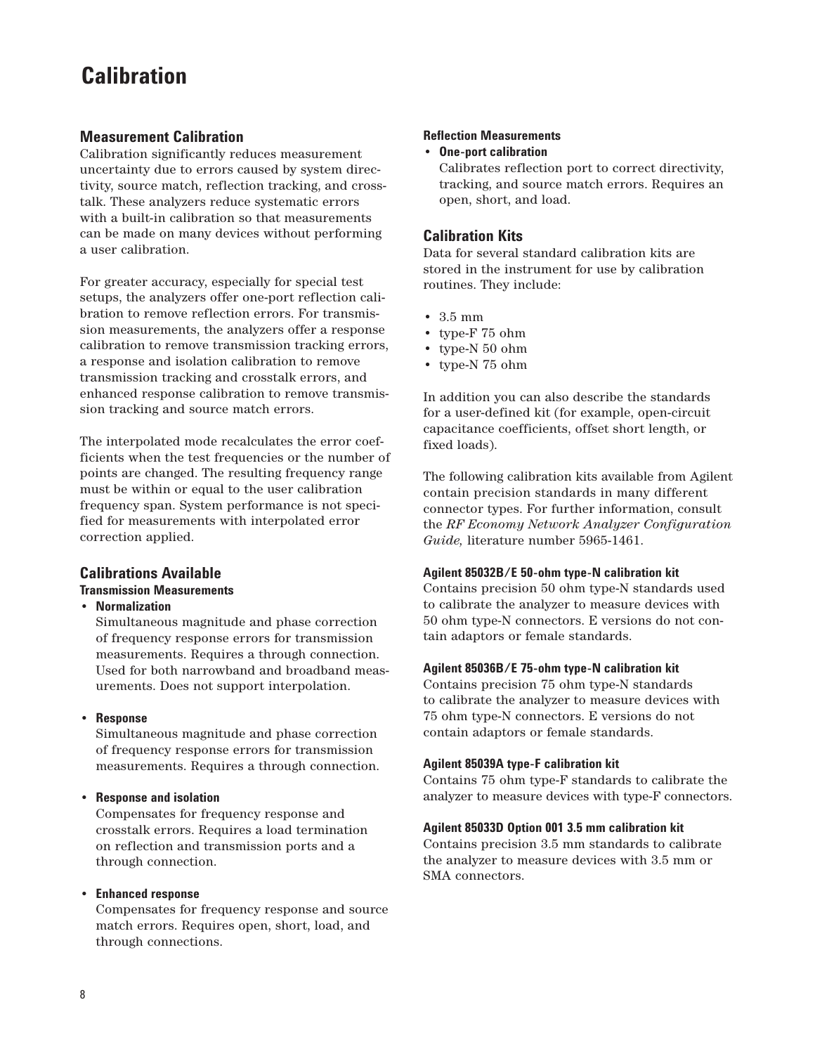# Calibration

## Measurement Calibration

Calibration significantly reduces measurement uncertainty due to errors caused by system directivity, source match, reflection tracking, and crosstalk. These analyzers reduce systematic errors with a built-in calibration so that measurements can be made on many devices without performing a user calibration.

For greater accuracy, especially for special test setups, the analyzers offer one-port reflection calibration to remove reflection errors. For transmission measurements, the analyzers offer a response calibration to remove transmission tracking errors, a response and isolation calibration to remove transmission tracking and crosstalk errors, and enhanced response calibration to remove transmission tracking and source match errors.

The interpolated mode recalculates the error coefficients when the test frequencies or the number of points are changed. The resulting frequency range must be within or equal to the user calibration frequency span. System performance is not specified for measurements with interpolated error correction applied.

## Calibrations Available

### Transmission Measurements

- **Normalization**
  Simultaneous magnitude and phase correction of frequency response errors for transmission measurements. Requires a through connection. Used for both narrowband and broadband measurements. Does not support interpolation.

- **Response**
  Simultaneous magnitude and phase correction of frequency response errors for transmission measurements. Requires a through connection.

- **Response and isolation**
  Compensates for frequency response and crosstalk errors. Requires a load termination on reflection and transmission ports and a through connection.

- **Enhanced response**
  Compensates for frequency response and source match errors. Requires open, short, load, and through connections.

### Reflection Measurements

- **One-port calibration**
  Calibrates reflection port to correct directivity, tracking, and source match errors. Requires an open, short, and load.

## Calibration Kits

Data for several standard calibration kits are stored in the instrument for use by calibration routines. They include:

- 3.5 mm
- type-F 75 ohm
- type-N 50 ohm
- type-N 75 ohm

In addition you can also describe the standards for a user-defined kit (for example, open-circuit capacitance coefficients, offset short length, or fixed loads).

The following calibration kits available from Agilent contain precision standards in many different connector types. For further information, consult the *RF Economy Network Analyzer Configuration Guide,* literature number 5965-1461.

#### Agilent 85032B/E 50-ohm type-N calibration kit

Contains precision 50 ohm type-N standards used to calibrate the analyzer to measure devices with 50 ohm type-N connectors. E versions do not contain adaptors or female standards.

#### Agilent 85036B/E 75-ohm type-N calibration kit

Contains precision 75 ohm type-N standards to calibrate the analyzer to measure devices with 75 ohm type-N connectors. E versions do not contain adaptors or female standards.

#### Agilent 85039A type-F calibration kit

Contains 75 ohm type-F standards to calibrate the analyzer to measure devices with type-F connectors.

#### Agilent 85033D Option 001 3.5 mm calibration kit

Contains precision 3.5 mm standards to calibrate the analyzer to measure devices with 3.5 mm or SMA connectors.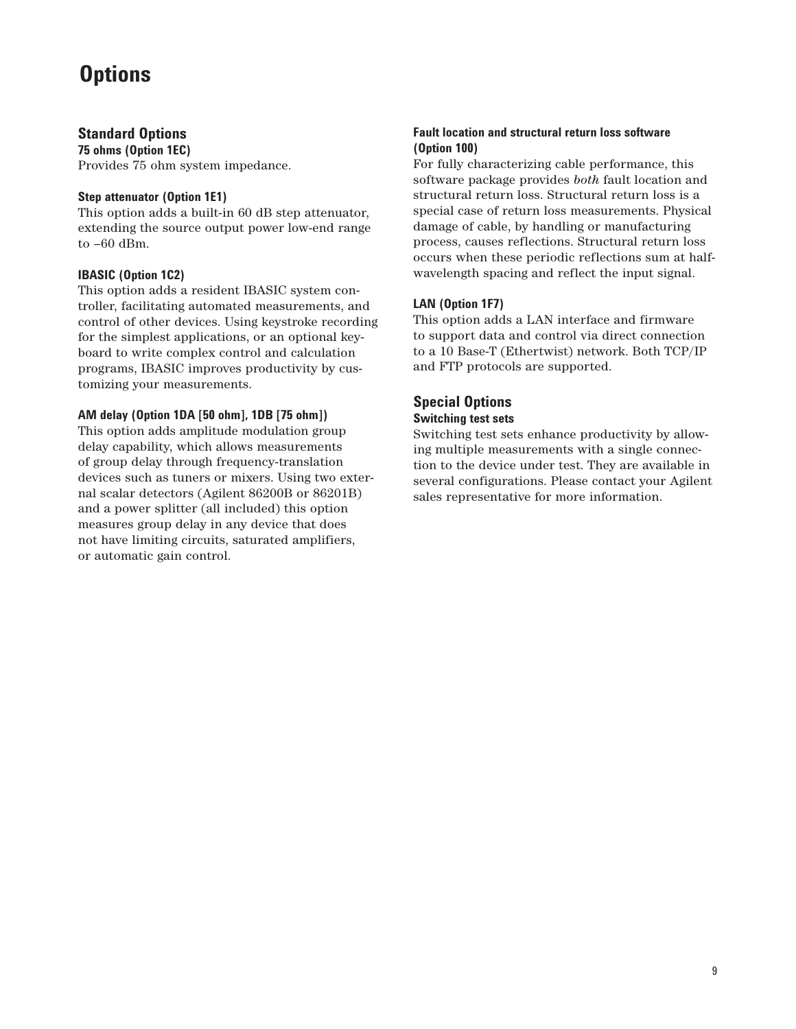# Options

## Standard Options

### 75 ohms (Option 1EC)

Provides 75 ohm system impedance.

### Step attenuator (Option 1E1)

This option adds a built-in 60 dB step attenuator, extending the source output power low-end range to –60 dBm.

### IBASIC (Option 1C2)

This option adds a resident IBASIC system controller, facilitating automated measurements, and control of other devices. Using keystroke recording for the simplest applications, or an optional keyboard to write complex control and calculation programs, IBASIC improves productivity by customizing your measurements.

### AM delay (Option 1DA [50 ohm], 1DB [75 ohm])

This option adds amplitude modulation group delay capability, which allows measurements of group delay through frequency-translation devices such as tuners or mixers. Using two external scalar detectors (Agilent 86200B or 86201B) and a power splitter (all included) this option measures group delay in any device that does not have limiting circuits, saturated amplifiers, or automatic gain control.

### Fault location and structural return loss software (Option 100)

For fully characterizing cable performance, this software package provides *both* fault location and structural return loss. Structural return loss is a special case of return loss measurements. Physical damage of cable, by handling or manufacturing process, causes reflections. Structural return loss occurs when these periodic reflections sum at half-wavelength spacing and reflect the input signal.

### LAN (Option 1F7)

This option adds a LAN interface and firmware to support data and control via direct connection to a 10 Base-T (Ethertwist) network. Both TCP/IP and FTP protocols are supported.

## Special Options

### Switching test sets

Switching test sets enhance productivity by allowing multiple measurements with a single connection to the device under test. They are available in several configurations. Please contact your Agilent sales representative for more information.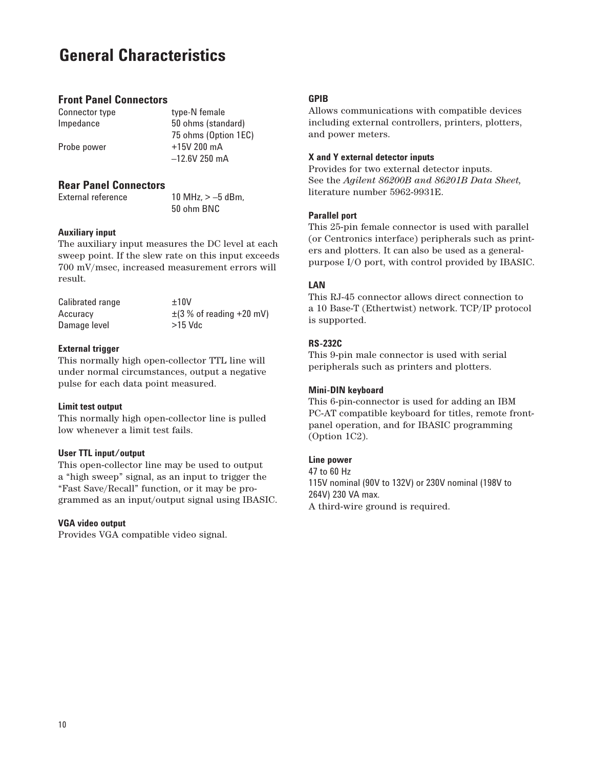# General Characteristics

## Front Panel Connectors

| | |
|---|---|
| Connector type | type-N female |
| Impedance | 50 ohms (standard)<br>75 ohms (Option 1EC) |
| Probe power | +15V 200 mA<br>–12.6V 250 mA |

## Rear Panel Connectors

| | |
|---|---|
| External reference | 10 MHz, > –5 dBm,<br>50 ohm BNC |

### Auxiliary input

The auxiliary input measures the DC level at each sweep point. If the slew rate on this input exceeds 700 mV/msec, increased measurement errors will result.

| | |
|---|---|
| Calibrated range | ±10V |
| Accuracy | ±(3 % of reading +20 mV) |
| Damage level | >15 Vdc |

### External trigger

This normally high open-collector TTL line will under normal circumstances, output a negative pulse for each data point measured.

### Limit test output

This normally high open-collector line is pulled low whenever a limit test fails.

### User TTL input/output

This open-collector line may be used to output a “high sweep” signal, as an input to trigger the “Fast Save/Recall” function, or it may be programmed as an input/output signal using IBASIC.

### VGA video output

Provides VGA compatible video signal.

### GPIB

Allows communications with compatible devices including external controllers, printers, plotters, and power meters.

### X and Y external detector inputs

Provides for two external detector inputs. See the *Agilent 86200B and 86201B Data Sheet,* literature number 5962-9931E.

### Parallel port

This 25-pin female connector is used with parallel (or Centronics interface) peripherals such as printers and plotters. It can also be used as a general-purpose I/O port, with control provided by IBASIC.

### LAN

This RJ-45 connector allows direct connection to a 10 Base-T (Ethertwist) network. TCP/IP protocol is supported.

### RS-232C

This 9-pin male connector is used with serial peripherals such as printers and plotters.

### Mini-DIN keyboard

This 6-pin-connector is used for adding an IBM PC-AT compatible keyboard for titles, remote front-panel operation, and for IBASIC programming (Option 1C2).

### Line power

47 to 60 Hz
115V nominal (90V to 132V) or 230V nominal (198V to 264V) 230 VA max.
A third-wire ground is required.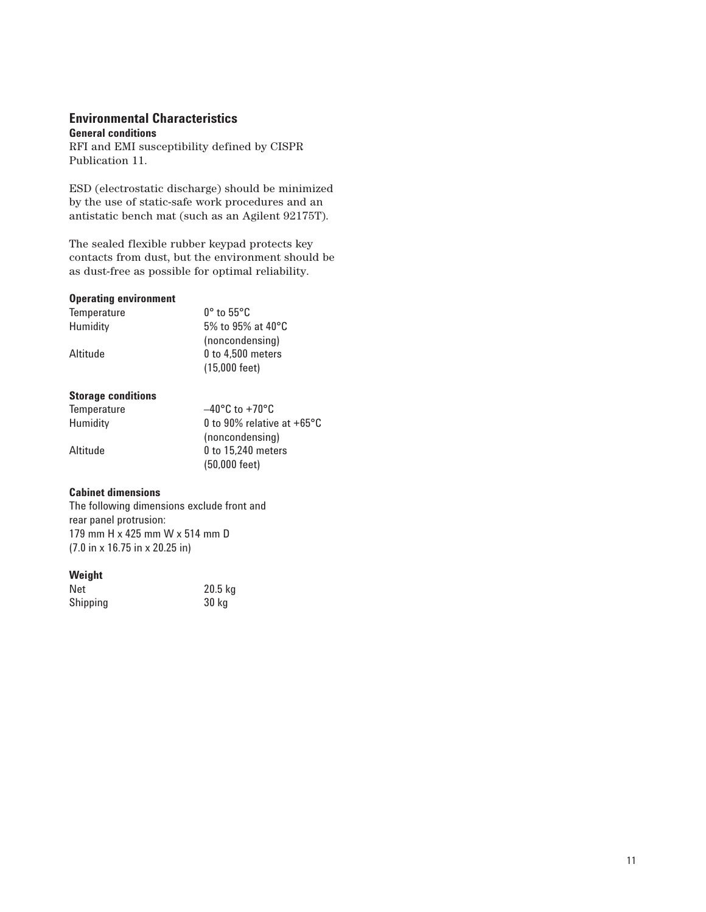## Environmental Characteristics

### General conditions

RFI and EMI susceptibility defined by CISPR Publication 11.

ESD (electrostatic discharge) should be minimized by the use of static-safe work procedures and an antistatic bench mat (such as an Agilent 92175T).

The sealed flexible rubber keypad protects key contacts from dust, but the environment should be as dust-free as possible for optimal reliability.

### Operating environment

| | |
|---|---|
| Temperature | 0° to 55°C |
| Humidity | 5% to 95% at 40°C (noncondensing) |
| Altitude | 0 to 4,500 meters (15,000 feet) |

### Storage conditions

| | |
|---|---|
| Temperature | –40°C to +70°C |
| Humidity | 0 to 90% relative at +65°C (noncondensing) |
| Altitude | 0 to 15,240 meters (50,000 feet) |

### Cabinet dimensions

The following dimensions exclude front and rear panel protrusion:
179 mm H x 425 mm W x 514 mm D
(7.0 in x 16.75 in x 20.25 in)

### Weight

| | |
|---|---|
| Net | 20.5 kg |
| Shipping | 30 kg |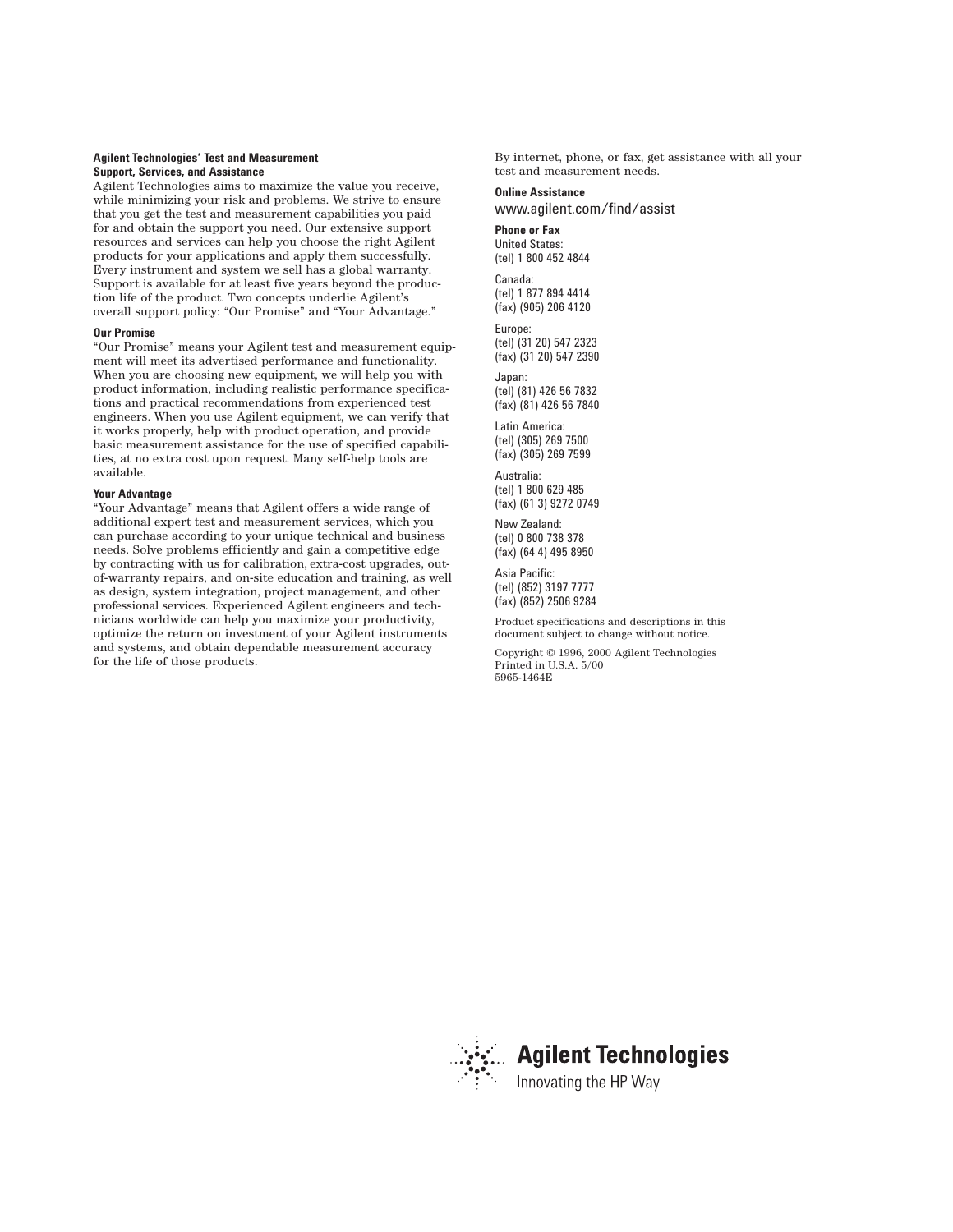**Agilent Technologies' Test and Measurement Support, Services, and Assistance**

Agilent Technologies aims to maximize the value you receive, while minimizing your risk and problems. We strive to ensure that you get the test and measurement capabilities you paid for and obtain the support you need. Our extensive support resources and services can help you choose the right Agilent products for your applications and apply them successfully. Every instrument and system we sell has a global warranty. Support is available for at least five years beyond the production life of the product. Two concepts underlie Agilent's overall support policy: "Our Promise" and "Your Advantage."

**Our Promise**

"Our Promise" means your Agilent test and measurement equipment will meet its advertised performance and functionality. When you are choosing new equipment, we will help you with product information, including realistic performance specifications and practical recommendations from experienced test engineers. When you use Agilent equipment, we can verify that it works properly, help with product operation, and provide basic measurement assistance for the use of specified capabilities, at no extra cost upon request. Many self-help tools are available.

**Your Advantage**

"Your Advantage" means that Agilent offers a wide range of additional expert test and measurement services, which you can purchase according to your unique technical and business needs. Solve problems efficiently and gain a competitive edge by contracting with us for calibration, extra-cost upgrades, out-of-warranty repairs, and on-site education and training, as well as design, system integration, project management, and other professional services. Experienced Agilent engineers and technicians worldwide can help you maximize your productivity, optimize the return on investment of your Agilent instruments and systems, and obtain dependable measurement accuracy for the life of those products.

By internet, phone, or fax, get assistance with all your test and measurement needs.

**Online Assistance**

www.agilent.com/find/assist

**Phone or Fax**

United States:
(tel) 1 800 452 4844

Canada:
(tel) 1 877 894 4414
(fax) (905) 206 4120

Europe:
(tel) (31 20) 547 2323
(fax) (31 20) 547 2390

Japan:
(tel) (81) 426 56 7832
(fax) (81) 426 56 7840

Latin America:
(tel) (305) 269 7500
(fax) (305) 269 7599

Australia:
(tel) 1 800 629 485
(fax) (61 3) 9272 0749

New Zealand:
(tel) 0 800 738 378
(fax) (64 4) 495 8950

Asia Pacific:
(tel) (852) 3197 7777
(fax) (852) 2506 9284

Product specifications and descriptions in this document subject to change without notice.

Copyright © 1996, 2000 Agilent Technologies
Printed in U.S.A. 5/00
5965-1464E

**Agilent Technologies**
Innovating the HP Way